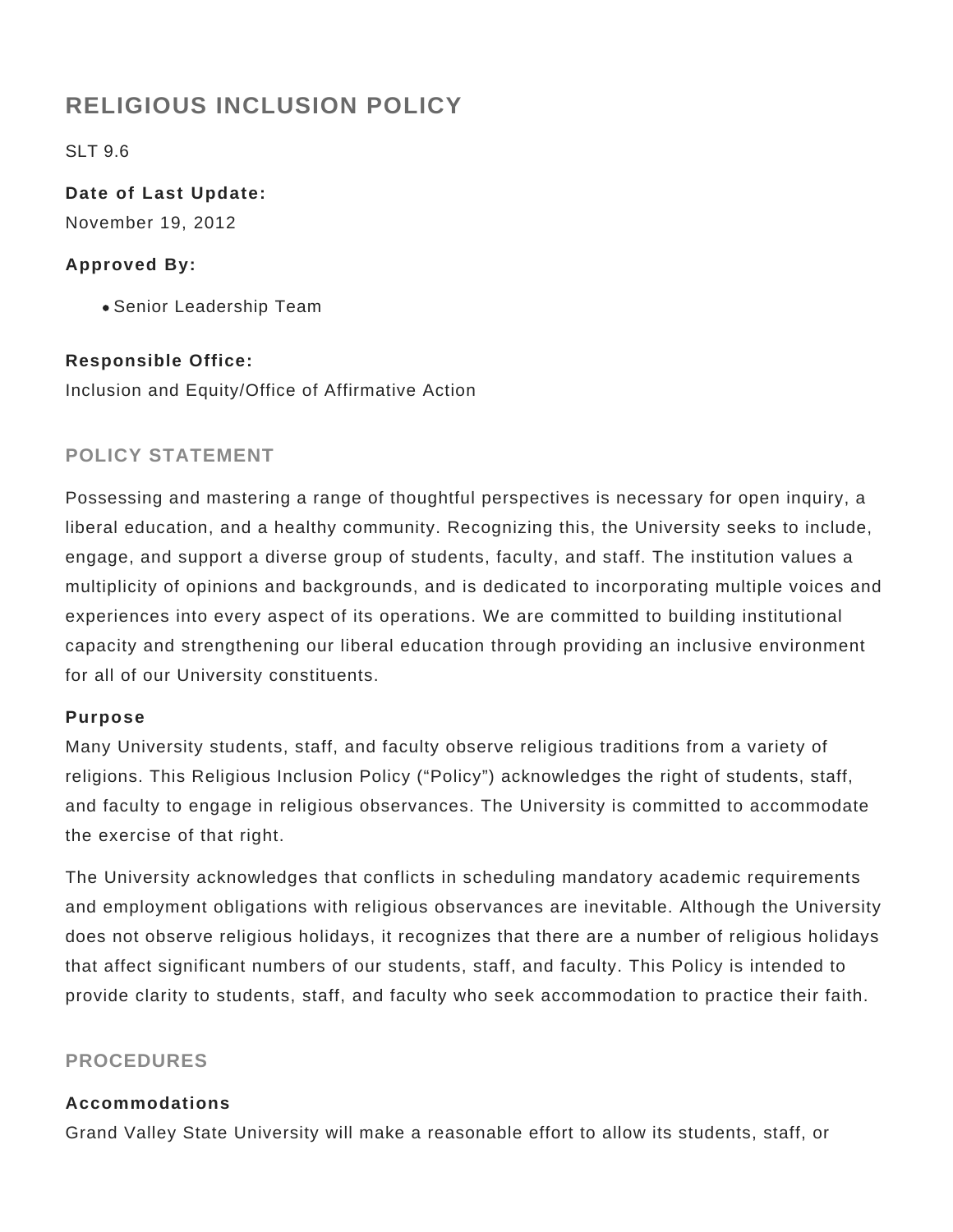# RELIGIOUS INCLUSION POLICY

SLT 9.6

**Date of Last Update:**
November 19, 2012

**Approved By:**

- Senior Leadership Team

**Responsible Office:**
Inclusion and Equity/Office of Affirmative Action

## POLICY STATEMENT

Possessing and mastering a range of thoughtful perspectives is necessary for open inquiry, a liberal education, and a healthy community. Recognizing this, the University seeks to include, engage, and support a diverse group of students, faculty, and staff. The institution values a multiplicity of opinions and backgrounds, and is dedicated to incorporating multiple voices and experiences into every aspect of its operations. We are committed to building institutional capacity and strengthening our liberal education through providing an inclusive environment for all of our University constituents.

**Purpose**
Many University students, staff, and faculty observe religious traditions from a variety of religions. This Religious Inclusion Policy ("Policy") acknowledges the right of students, staff, and faculty to engage in religious observances. The University is committed to accommodate the exercise of that right.

The University acknowledges that conflicts in scheduling mandatory academic requirements and employment obligations with religious observances are inevitable. Although the University does not observe religious holidays, it recognizes that there are a number of religious holidays that affect significant numbers of our students, staff, and faculty. This Policy is intended to provide clarity to students, staff, and faculty who seek accommodation to practice their faith.

## PROCEDURES

**Accommodations**
Grand Valley State University will make a reasonable effort to allow its students, staff, or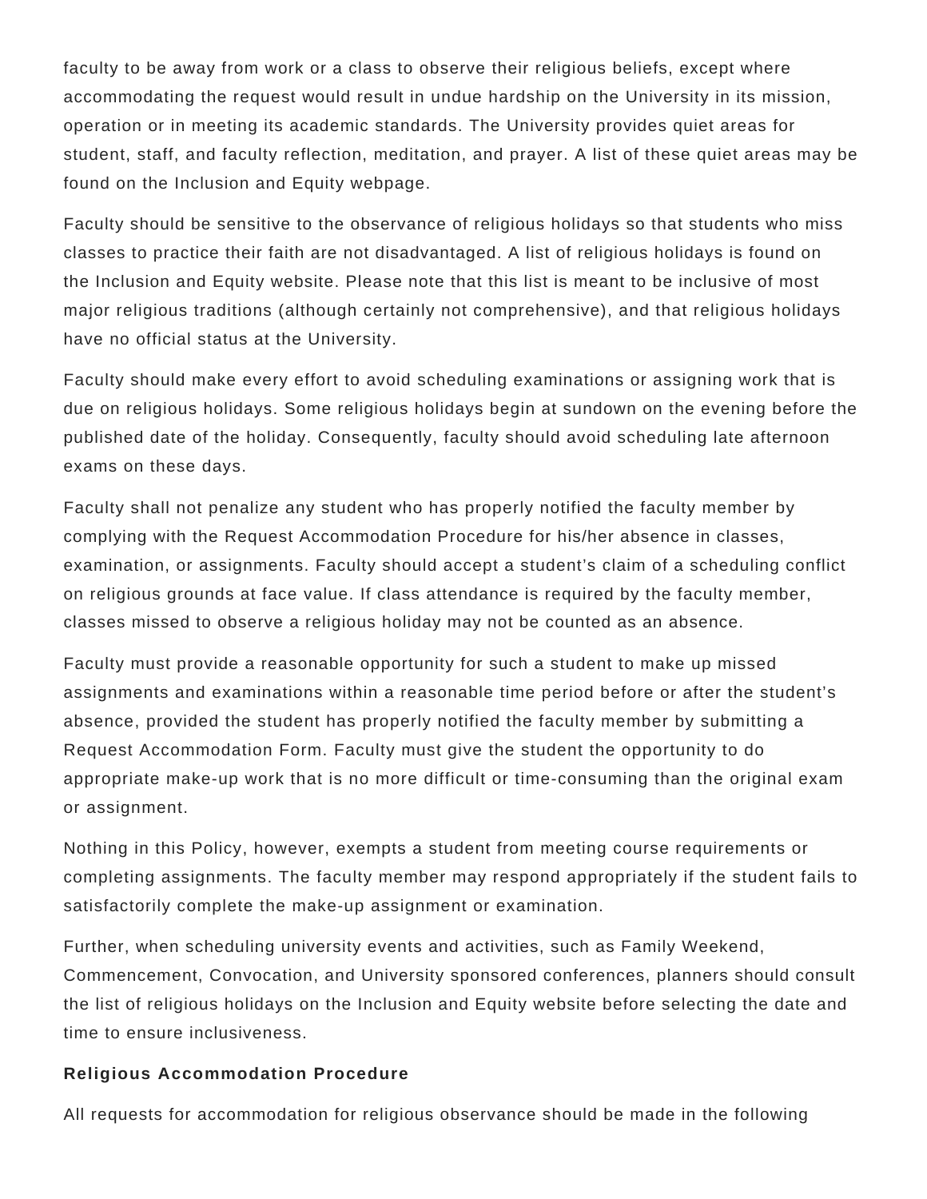faculty to be away from work or a class to observe their religious beliefs, except where accommodating the request would result in undue hardship on the University in its mission, operation or in meeting its academic standards. The University provides quiet areas for student, staff, and faculty reflection, meditation, and prayer. A list of these quiet areas may be found on the Inclusion and Equity webpage.

Faculty should be sensitive to the observance of religious holidays so that students who miss classes to practice their faith are not disadvantaged. A list of religious holidays is found on the Inclusion and Equity website. Please note that this list is meant to be inclusive of most major religious traditions (although certainly not comprehensive), and that religious holidays have no official status at the University.

Faculty should make every effort to avoid scheduling examinations or assigning work that is due on religious holidays. Some religious holidays begin at sundown on the evening before the published date of the holiday. Consequently, faculty should avoid scheduling late afternoon exams on these days.

Faculty shall not penalize any student who has properly notified the faculty member by complying with the Request Accommodation Procedure for his/her absence in classes, examination, or assignments. Faculty should accept a student's claim of a scheduling conflict on religious grounds at face value. If class attendance is required by the faculty member, classes missed to observe a religious holiday may not be counted as an absence.

Faculty must provide a reasonable opportunity for such a student to make up missed assignments and examinations within a reasonable time period before or after the student's absence, provided the student has properly notified the faculty member by submitting a Request Accommodation Form. Faculty must give the student the opportunity to do appropriate make-up work that is no more difficult or time-consuming than the original exam or assignment.

Nothing in this Policy, however, exempts a student from meeting course requirements or completing assignments. The faculty member may respond appropriately if the student fails to satisfactorily complete the make-up assignment or examination.

Further, when scheduling university events and activities, such as Family Weekend, Commencement, Convocation, and University sponsored conferences, planners should consult the list of religious holidays on the Inclusion and Equity website before selecting the date and time to ensure inclusiveness.

**Religious Accommodation Procedure**

All requests for accommodation for religious observance should be made in the following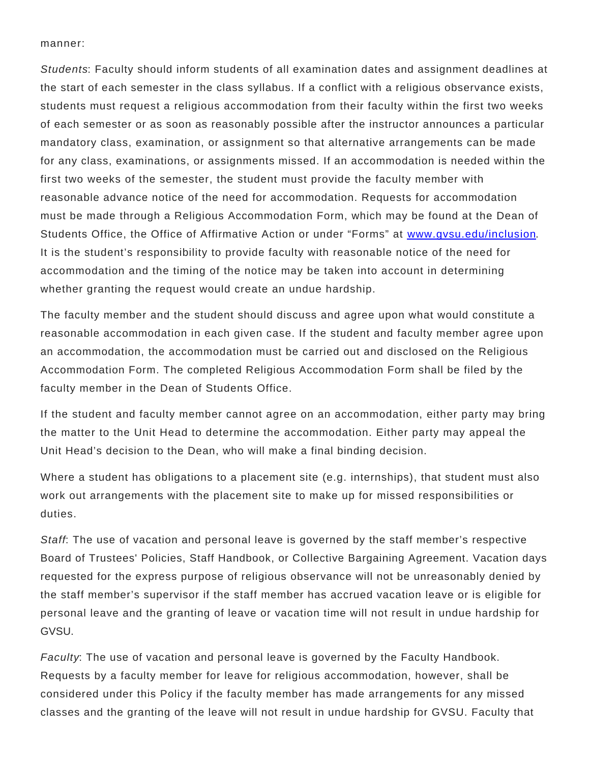manner:

*Students*: Faculty should inform students of all examination dates and assignment deadlines at the start of each semester in the class syllabus. If a conflict with a religious observance exists, students must request a religious accommodation from their faculty within the first two weeks of each semester or as soon as reasonably possible after the instructor announces a particular mandatory class, examination, or assignment so that alternative arrangements can be made for any class, examinations, or assignments missed. If an accommodation is needed within the first two weeks of the semester, the student must provide the faculty member with reasonable advance notice of the need for accommodation. Requests for accommodation must be made through a Religious Accommodation Form, which may be found at the Dean of Students Office, the Office of Affirmative Action or under "Forms" at [www.gvsu.edu/inclusion](http://www.gvsu.edu/inclusion). It is the student's responsibility to provide faculty with reasonable notice of the need for accommodation and the timing of the notice may be taken into account in determining whether granting the request would create an undue hardship.

The faculty member and the student should discuss and agree upon what would constitute a reasonable accommodation in each given case. If the student and faculty member agree upon an accommodation, the accommodation must be carried out and disclosed on the Religious Accommodation Form. The completed Religious Accommodation Form shall be filed by the faculty member in the Dean of Students Office.

If the student and faculty member cannot agree on an accommodation, either party may bring the matter to the Unit Head to determine the accommodation. Either party may appeal the Unit Head's decision to the Dean, who will make a final binding decision.

Where a student has obligations to a placement site (e.g. internships), that student must also work out arrangements with the placement site to make up for missed responsibilities or duties.

*Staff*: The use of vacation and personal leave is governed by the staff member's respective Board of Trustees' Policies, Staff Handbook, or Collective Bargaining Agreement. Vacation days requested for the express purpose of religious observance will not be unreasonably denied by the staff member's supervisor if the staff member has accrued vacation leave or is eligible for personal leave and the granting of leave or vacation time will not result in undue hardship for GVSU.

*Faculty*: The use of vacation and personal leave is governed by the Faculty Handbook. Requests by a faculty member for leave for religious accommodation, however, shall be considered under this Policy if the faculty member has made arrangements for any missed classes and the granting of the leave will not result in undue hardship for GVSU. Faculty that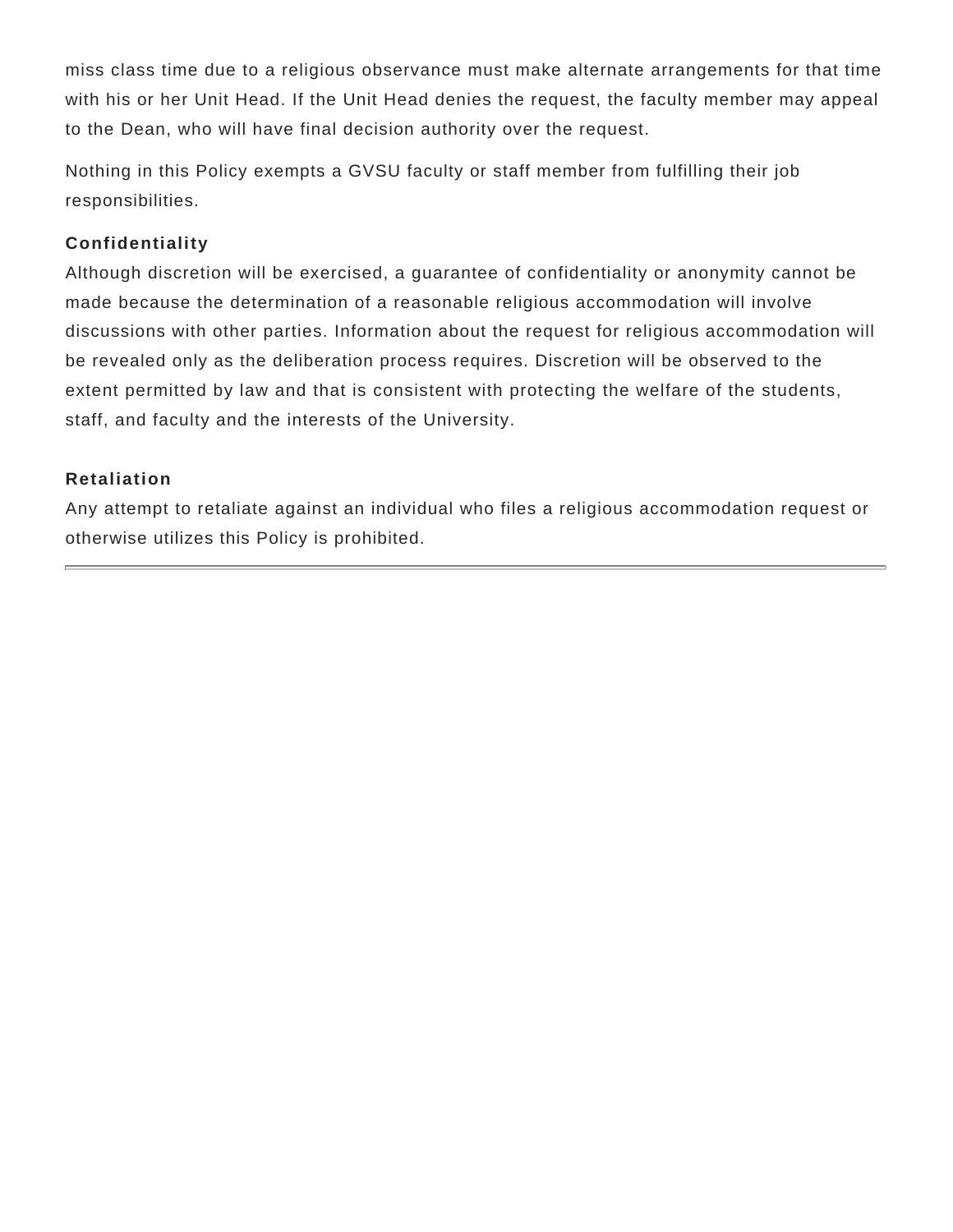miss class time due to a religious observance must make alternate arrangements for that time with his or her Unit Head. If the Unit Head denies the request, the faculty member may appeal to the Dean, who will have final decision authority over the request.

Nothing in this Policy exempts a GVSU faculty or staff member from fulfilling their job responsibilities.

**Confidentiality**

Although discretion will be exercised, a guarantee of confidentiality or anonymity cannot be made because the determination of a reasonable religious accommodation will involve discussions with other parties. Information about the request for religious accommodation will be revealed only as the deliberation process requires. Discretion will be observed to the extent permitted by law and that is consistent with protecting the welfare of the students, staff, and faculty and the interests of the University.

**Retaliation**

Any attempt to retaliate against an individual who files a religious accommodation request or otherwise utilizes this Policy is prohibited.

---